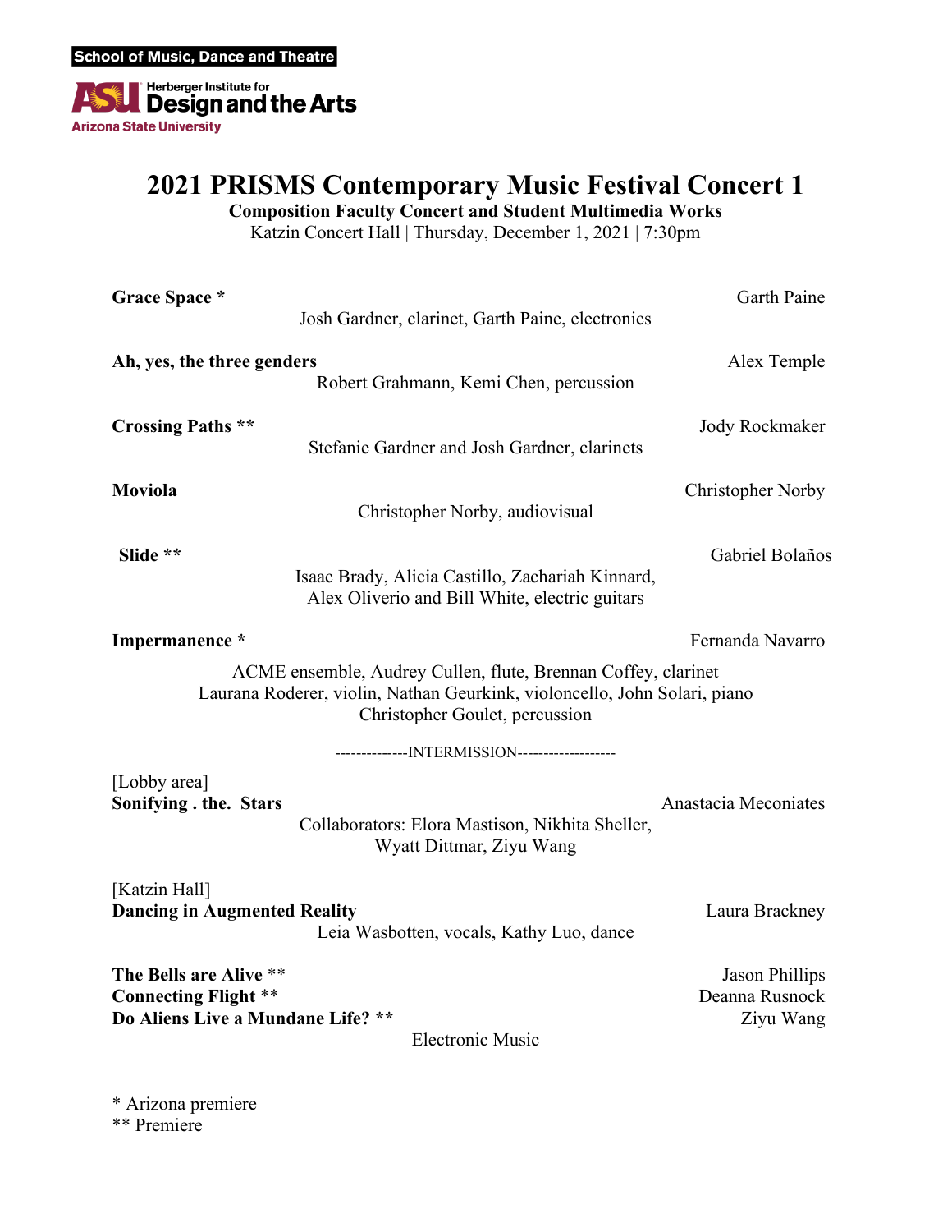School of Music, Dance and Theatre

Herberger Institute for Design and the Arts
Arizona State University

# 2021 PRISMS Contemporary Music Festival Concert 1

**Composition Faculty Concert and Student Multimedia Works**

Katzin Concert Hall | Thursday, December 1, 2021 | 7:30pm

**Grace Space *** — Garth Paine
Josh Gardner, clarinet, Garth Paine, electronics

**Ah, yes, the three genders** — Alex Temple
Robert Grahmann, Kemi Chen, percussion

**Crossing Paths **** — Jody Rockmaker
Stefanie Gardner and Josh Gardner, clarinets

**Moviola** — Christopher Norby
Christopher Norby, audiovisual

**Slide **** — Gabriel Bolaños
Isaac Brady, Alicia Castillo, Zachariah Kinnard,
Alex Oliverio and Bill White, electric guitars

**Impermanence *** — Fernanda Navarro
ACME ensemble, Audrey Cullen, flute, Brennan Coffey, clarinet
Laurana Roderer, violin, Nathan Geurkink, violoncello, John Solari, piano
Christopher Goulet, percussion

--------------INTERMISSION-------------------

[Lobby area]

**Sonifying . the. Stars** — Anastacia Meconiates
Collaborators: Elora Mastison, Nikhita Sheller,
Wyatt Dittmar, Ziyu Wang

[Katzin Hall]

**Dancing in Augmented Reality** — Laura Brackney
Leia Wasbotten, vocals, Kathy Luo, dance

**The Bells are Alive **** — Jason Phillips
**Connecting Flight **** — Deanna Rusnock
**Do Aliens Live a Mundane Life? **** — Ziyu Wang
Electronic Music

\* Arizona premiere
\*\* Premiere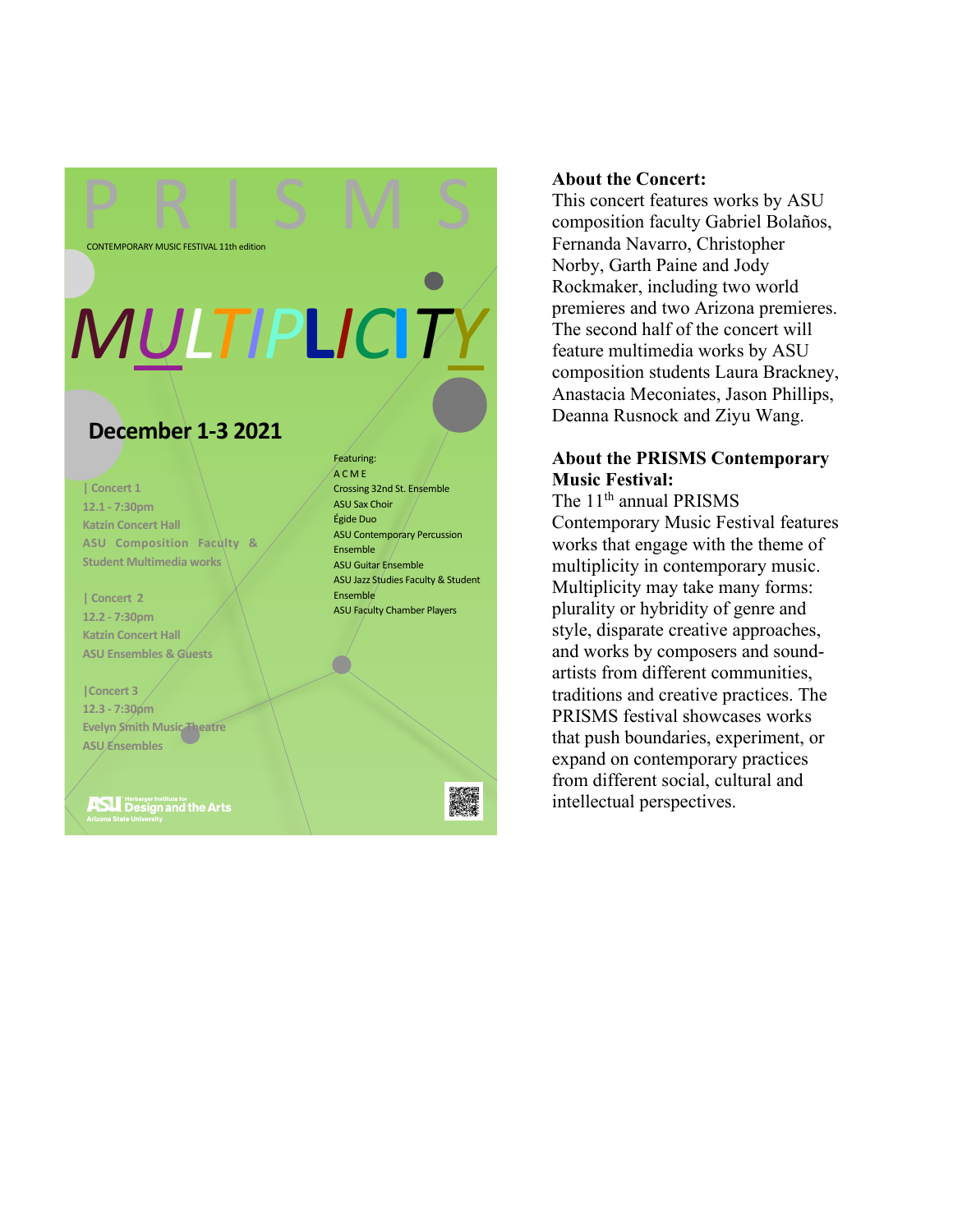P R I S M S

CONTEMPORARY MUSIC FESTIVAL 11th edition

MULTIPLICITY

**December 1-3 2021**

| Concert 1
12.1 - 7:30pm
Katzin Concert Hall
ASU Composition Faculty & Student Multimedia works

| Concert 2
12.2 - 7:30pm
Katzin Concert Hall
ASU Ensembles & Guests

|Concert 3
12.3 - 7:30pm
Evelyn Smith Music Theatre
ASU Ensembles

Featuring:
A C M E
Crossing 32nd St. Ensemble
ASU Sax Choir
Égide Duo
ASU Contemporary Percussion Ensemble
ASU Guitar Ensemble
ASU Jazz Studies Faculty & Student Ensemble
ASU Faculty Chamber Players

ASU Herberger Institute for Design and the Arts
Arizona State University

**About the Concert:**
This concert features works by ASU composition faculty Gabriel Bolaños, Fernanda Navarro, Christopher Norby, Garth Paine and Jody Rockmaker, including two world premieres and two Arizona premieres. The second half of the concert will feature multimedia works by ASU composition students Laura Brackney, Anastacia Meconiates, Jason Phillips, Deanna Rusnock and Ziyu Wang.

**About the PRISMS Contemporary Music Festival:**
The 11th annual PRISMS Contemporary Music Festival features works that engage with the theme of multiplicity in contemporary music. Multiplicity may take many forms: plurality or hybridity of genre and style, disparate creative approaches, and works by composers and sound-artists from different communities, traditions and creative practices. The PRISMS festival showcases works that push boundaries, experiment, or expand on contemporary practices from different social, cultural and intellectual perspectives.